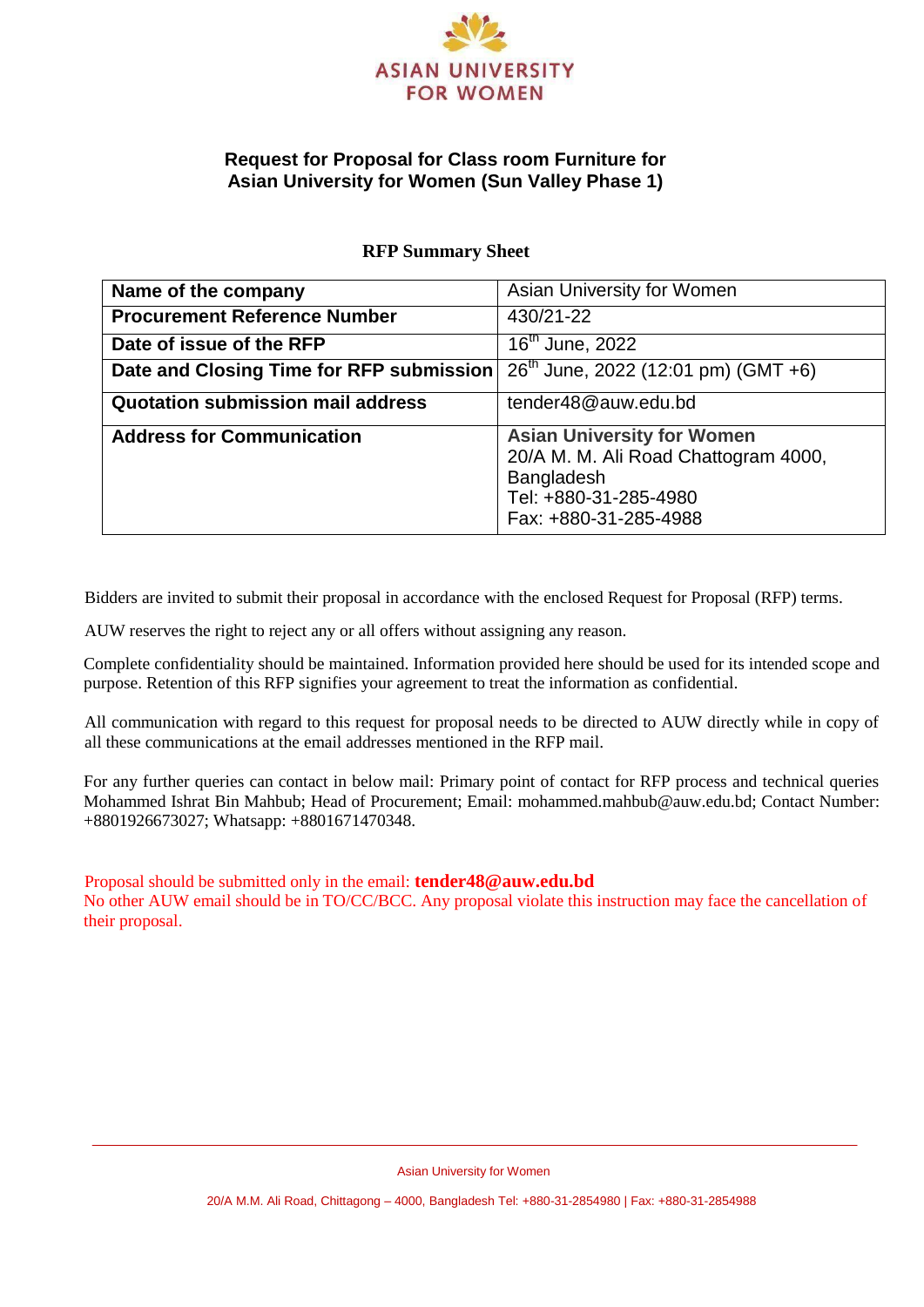ASIAN UNIVERSITY FOR WOMEN

# Request for Proposal for Class room Furniture for Asian University for Women (Sun Valley Phase 1)

## RFP Summary Sheet

| | |
|---|---|
| **Name of the company** | Asian University for Women |
| **Procurement Reference Number** | 430/21-22 |
| **Date of issue of the RFP** | 16th June, 2022 |
| **Date and Closing Time for RFP submission** | 26th June, 2022 (12:01 pm) (GMT +6) |
| **Quotation submission mail address** | tender48@auw.edu.bd |
| **Address for Communication** | **Asian University for Women**<br>20/A M. M. Ali Road Chattogram 4000, Bangladesh<br>Tel: +880-31-285-4980<br>Fax: +880-31-285-4988 |

Bidders are invited to submit their proposal in accordance with the enclosed Request for Proposal (RFP) terms.

AUW reserves the right to reject any or all offers without assigning any reason.

Complete confidentiality should be maintained. Information provided here should be used for its intended scope and purpose. Retention of this RFP signifies your agreement to treat the information as confidential.

All communication with regard to this request for proposal needs to be directed to AUW directly while in copy of all these communications at the email addresses mentioned in the RFP mail.

For any further queries can contact in below mail: Primary point of contact for RFP process and technical queries Mohammed Ishrat Bin Mahbub; Head of Procurement; Email: mohammed.mahbub@auw.edu.bd; Contact Number: +8801926673027; Whatsapp: +8801671470348.

Proposal should be submitted only in the email: **tender48@auw.edu.bd**
No other AUW email should be in TO/CC/BCC. Any proposal violate this instruction may face the cancellation of their proposal.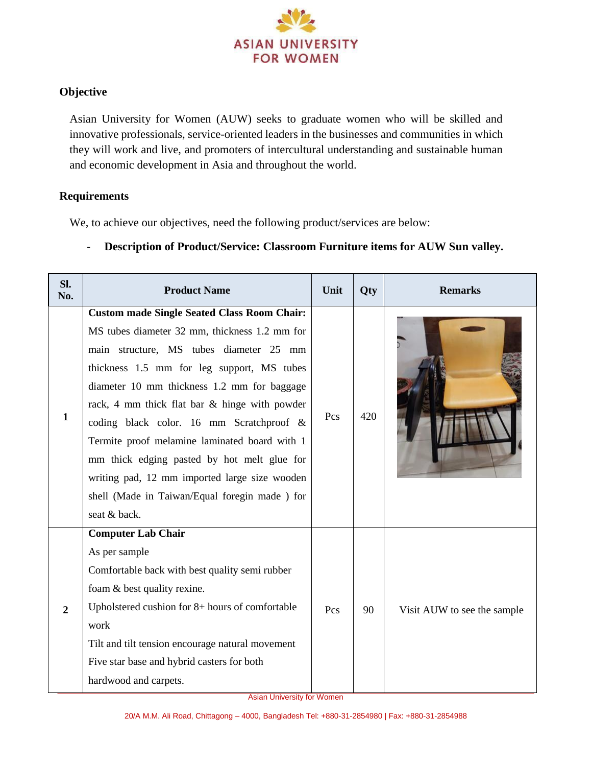## Objective

Asian University for Women (AUW) seeks to graduate women who will be skilled and innovative professionals, service-oriented leaders in the businesses and communities in which they will work and live, and promoters of intercultural understanding and sustainable human and economic development in Asia and throughout the world.

## Requirements

We, to achieve our objectives, need the following product/services are below:

- **Description of Product/Service: Classroom Furniture items for AUW Sun valley.**

| Sl. No. | Product Name | Unit | Qty | Remarks |
|---|---|---|---|---|
| 1 | **Custom made Single Seated Class Room Chair:** MS tubes diameter 32 mm, thickness 1.2 mm for main structure, MS tubes diameter 25 mm thickness 1.5 mm for leg support, MS tubes diameter 10 mm thickness 1.2 mm for baggage rack, 4 mm thick flat bar & hinge with powder coding black color. 16 mm Scratchproof & Termite proof melamine laminated board with 1 mm thick edging pasted by hot melt glue for writing pad, 12 mm imported large size wooden shell (Made in Taiwan/Equal foregin made ) for seat & back. | Pcs | 420 | |
| 2 | **Computer Lab Chair** As per sample Comfortable back with best quality semi rubber foam & best quality rexine. Upholstered cushion for 8+ hours of comfortable work Tilt and tilt tension encourage natural movement Five star base and hybrid casters for both hardwood and carpets. | Pcs | 90 | Visit AUW to see the sample |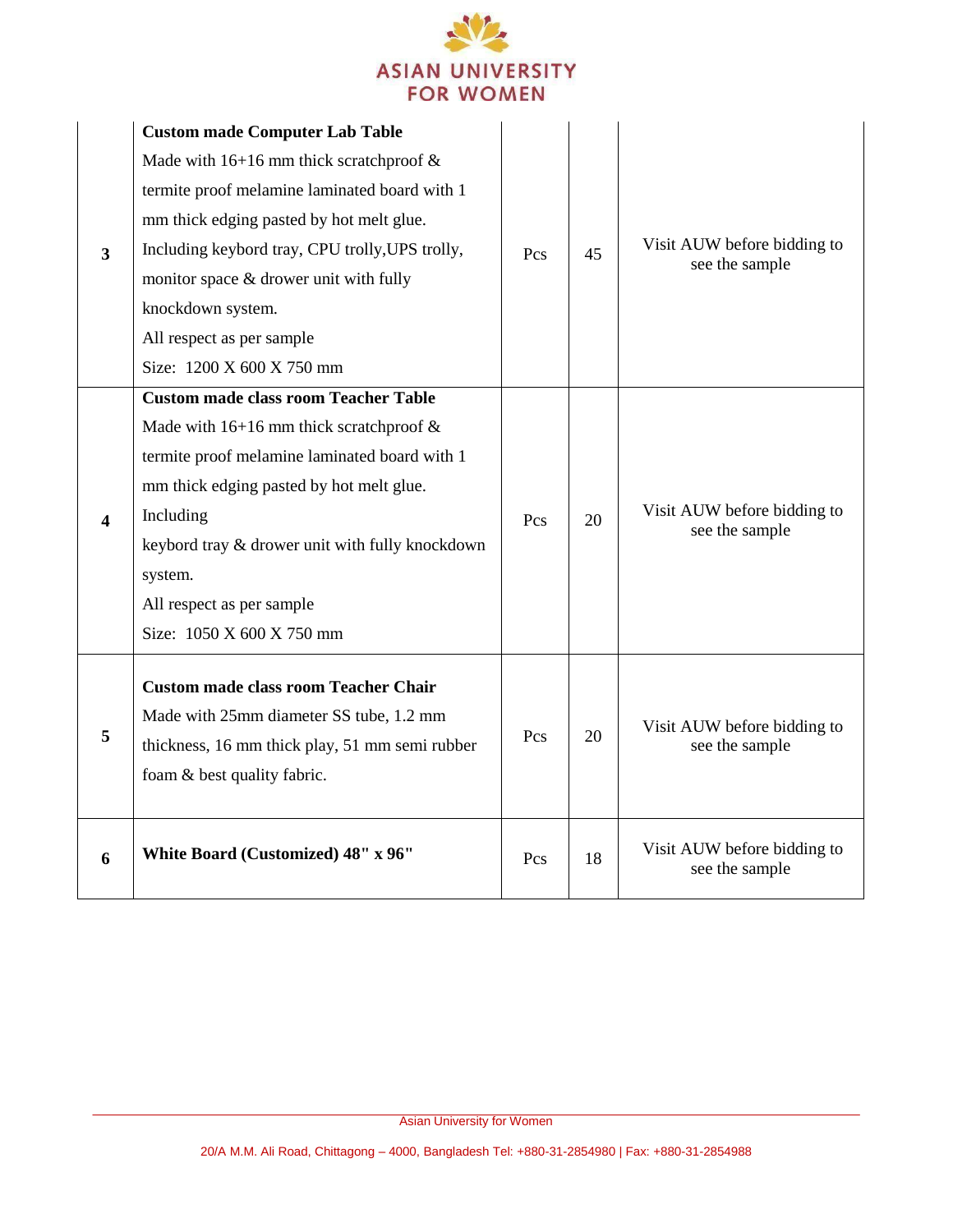| | | | | |
|---|---|---|---|---|
| **3** | **Custom made Computer Lab Table**<br>Made with 16+16 mm thick scratchproof & termite proof melamine laminated board with 1 mm thick edging pasted by hot melt glue.<br>Including keybord tray, CPU trolly,UPS trolly, monitor space & drower unit with fully knockdown system.<br>All respect as per sample<br>Size: 1200 X 600 X 750 mm | Pcs | 45 | Visit AUW before bidding to see the sample |
| **4** | **Custom made class room Teacher Table**<br>Made with 16+16 mm thick scratchproof & termite proof melamine laminated board with 1 mm thick edging pasted by hot melt glue.<br>Including<br>keybord tray & drower unit with fully knockdown system.<br>All respect as per sample<br>Size: 1050 X 600 X 750 mm | Pcs | 20 | Visit AUW before bidding to see the sample |
| **5** | **Custom made class room Teacher Chair**<br>Made with 25mm diameter SS tube, 1.2 mm thickness, 16 mm thick play, 51 mm semi rubber foam & best quality fabric. | Pcs | 20 | Visit AUW before bidding to see the sample |
| **6** | **White Board (Customized) 48" x 96"** | Pcs | 18 | Visit AUW before bidding to see the sample |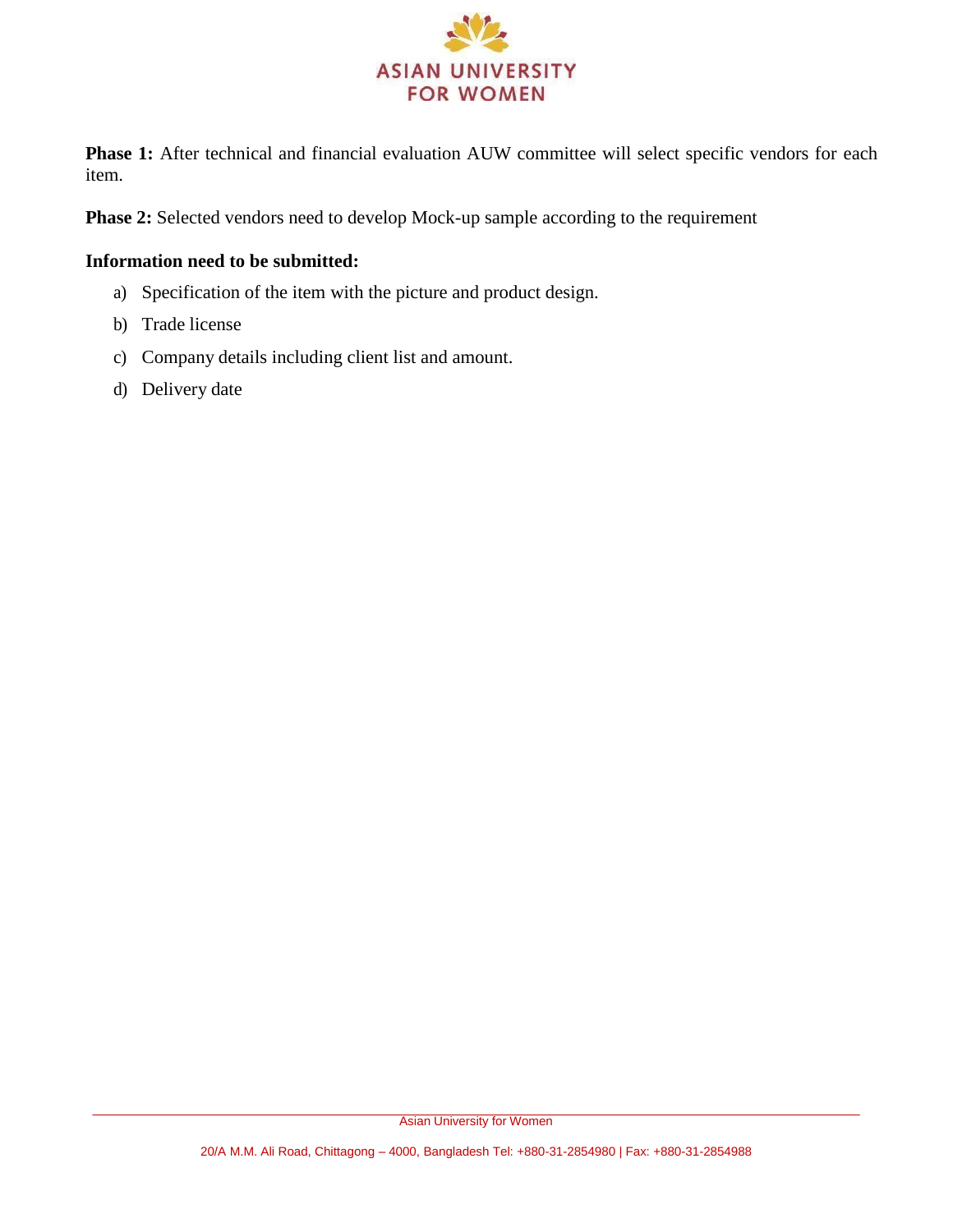**Phase 1:** After technical and financial evaluation AUW committee will select specific vendors for each item.

**Phase 2:** Selected vendors need to develop Mock-up sample according to the requirement

**Information need to be submitted:**

a) Specification of the item with the picture and product design.

b) Trade license

c) Company details including client list and amount.

d) Delivery date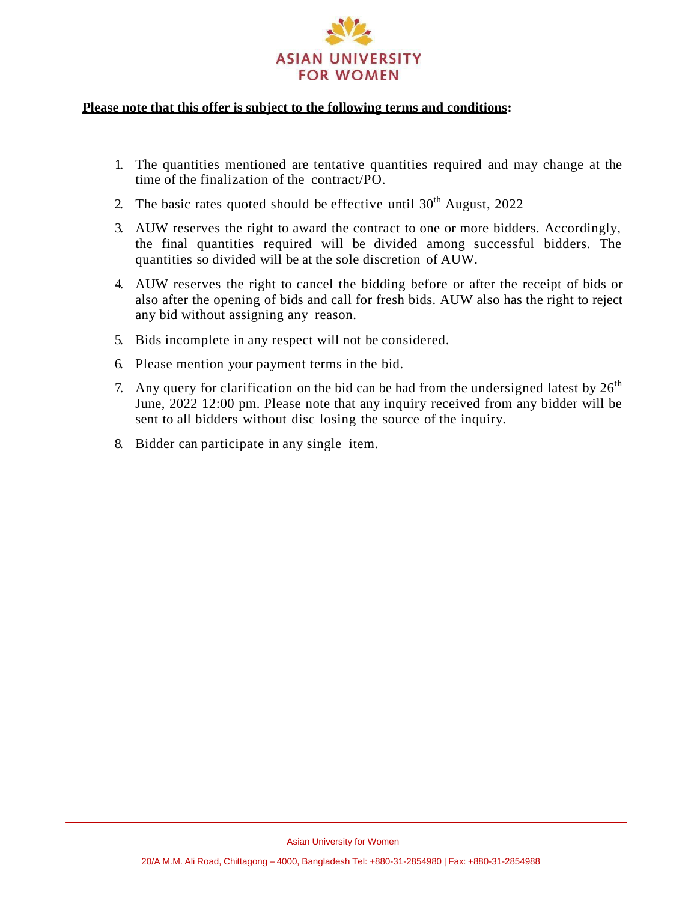**Please note that this offer is subject to the following terms and conditions:**

1. The quantities mentioned are tentative quantities required and may change at the time of the finalization of the contract/PO.
2. The basic rates quoted should be effective until 30th August, 2022
3. AUW reserves the right to award the contract to one or more bidders. Accordingly, the final quantities required will be divided among successful bidders. The quantities so divided will be at the sole discretion of AUW.
4. AUW reserves the right to cancel the bidding before or after the receipt of bids or also after the opening of bids and call for fresh bids. AUW also has the right to reject any bid without assigning any reason.
5. Bids incomplete in any respect will not be considered.
6. Please mention your payment terms in the bid.
7. Any query for clarification on the bid can be had from the undersigned latest by 26th June, 2022 12:00 pm. Please note that any inquiry received from any bidder will be sent to all bidders without disc losing the source of the inquiry.
8. Bidder can participate in any single item.